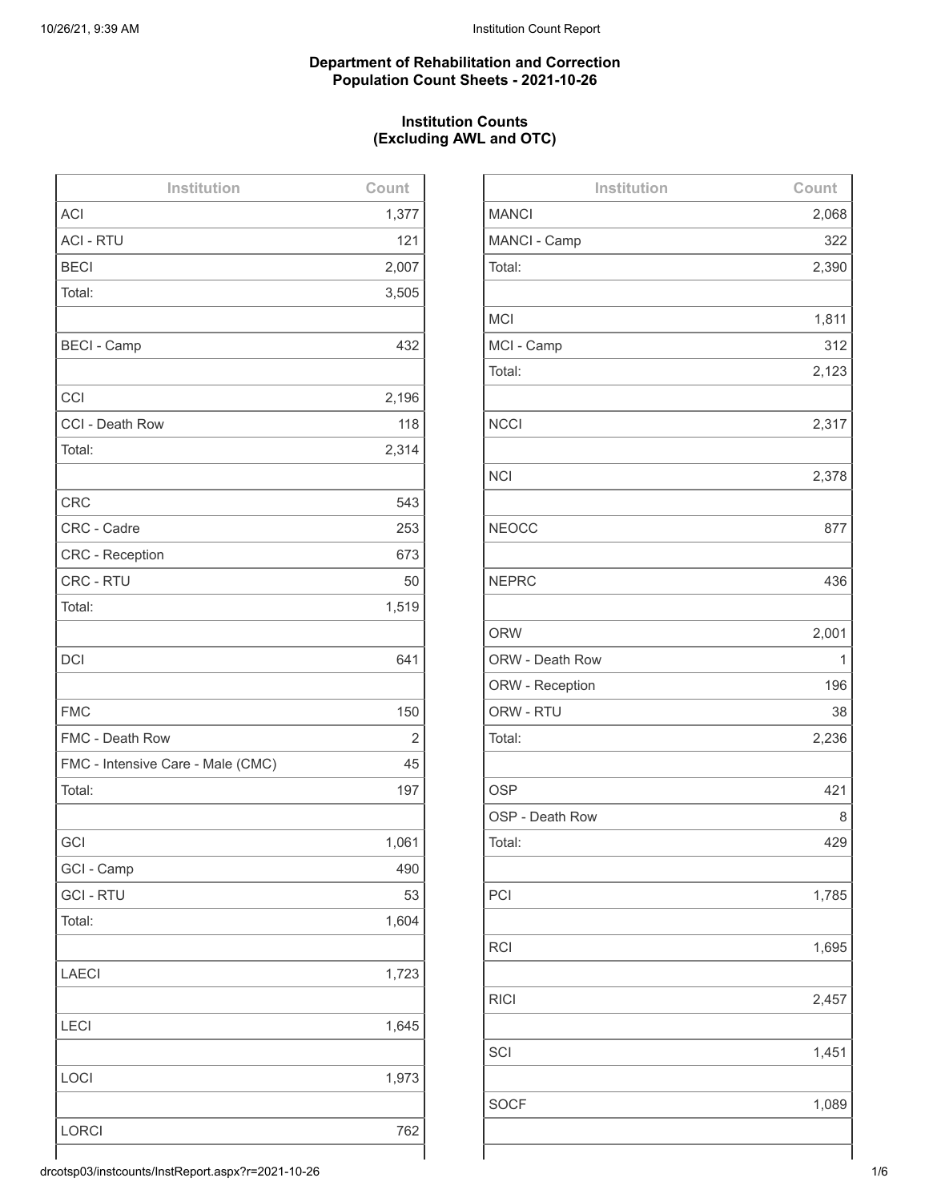**Department of Rehabilitation and Correction**
**Population Count Sheets - 2021-10-26**

**Institution Counts**
**(Excluding AWL and OTC)**

| Institution | Count |
|---|---|
| ACI | 1,377 |
| ACI - RTU | 121 |
| BECI | 2,007 |
| Total: | 3,505 |
| | |
| BECI - Camp | 432 |
| | |
| CCI | 2,196 |
| CCI - Death Row | 118 |
| Total: | 2,314 |
| | |
| CRC | 543 |
| CRC - Cadre | 253 |
| CRC - Reception | 673 |
| CRC - RTU | 50 |
| Total: | 1,519 |
| | |
| DCI | 641 |
| | |
| FMC | 150 |
| FMC - Death Row | 2 |
| FMC - Intensive Care - Male (CMC) | 45 |
| Total: | 197 |
| | |
| GCI | 1,061 |
| GCI - Camp | 490 |
| GCI - RTU | 53 |
| Total: | 1,604 |
| | |
| LAECI | 1,723 |
| | |
| LECI | 1,645 |
| | |
| LOCI | 1,973 |
| | |
| LORCI | 762 |

| Institution | Count |
|---|---|
| MANCI | 2,068 |
| MANCI - Camp | 322 |
| Total: | 2,390 |
| | |
| MCI | 1,811 |
| MCI - Camp | 312 |
| Total: | 2,123 |
| | |
| NCCI | 2,317 |
| | |
| NCI | 2,378 |
| | |
| NEOCC | 877 |
| | |
| NEPRC | 436 |
| | |
| ORW | 2,001 |
| ORW - Death Row | 1 |
| ORW - Reception | 196 |
| ORW - RTU | 38 |
| Total: | 2,236 |
| | |
| OSP | 421 |
| OSP - Death Row | 8 |
| Total: | 429 |
| | |
| PCI | 1,785 |
| | |
| RCI | 1,695 |
| | |
| RICI | 2,457 |
| | |
| SCI | 1,451 |
| | |
| SOCF | 1,089 |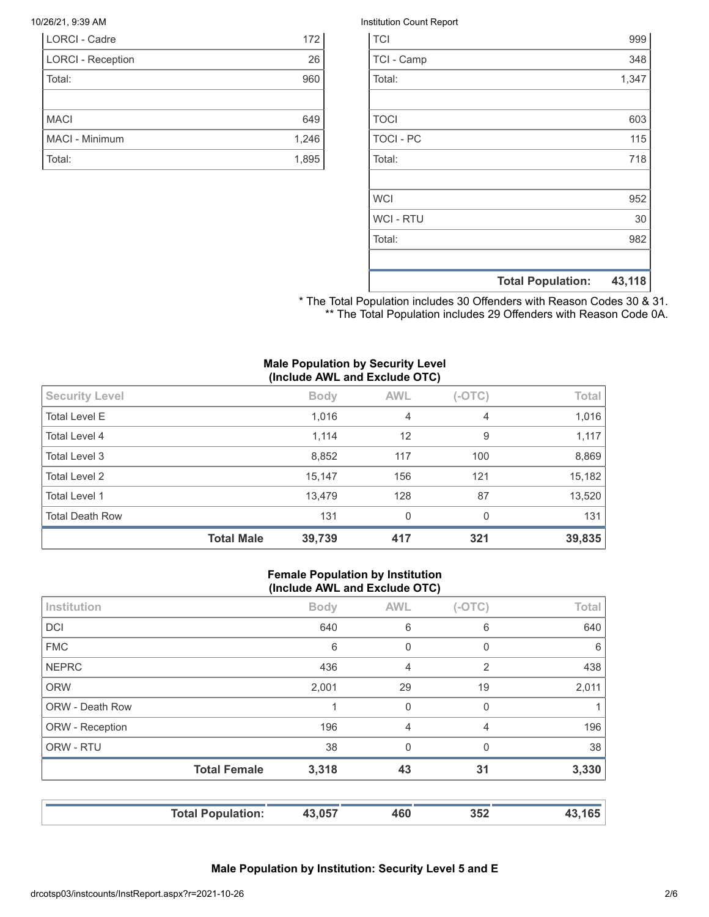| | |
|---|---|
| LORCI - Cadre | 172 |
| LORCI - Reception | 26 |
| Total: | 960 |
| | |
| MACI | 649 |
| MACI - Minimum | 1,246 |
| Total: | 1,895 |

| | |
|---|---|
| TCI | 999 |
| TCI - Camp | 348 |
| Total: | 1,347 |
| | |
| TOCI | 603 |
| TOCI - PC | 115 |
| Total: | 718 |
| | |
| WCI | 952 |
| WCI - RTU | 30 |
| Total: | 982 |
| | |
| **Total Population:** | **43,118** |

\* The Total Population includes 30 Offenders with Reason Codes 30 & 31.
\*\* The Total Population includes 29 Offenders with Reason Code 0A.

### Male Population by Security Level (Include AWL and Exclude OTC)

| Security Level | Body | AWL | (-OTC) | Total |
|---|---|---|---|---|
| Total Level E | 1,016 | 4 | 4 | 1,016 |
| Total Level 4 | 1,114 | 12 | 9 | 1,117 |
| Total Level 3 | 8,852 | 117 | 100 | 8,869 |
| Total Level 2 | 15,147 | 156 | 121 | 15,182 |
| Total Level 1 | 13,479 | 128 | 87 | 13,520 |
| Total Death Row | 131 | 0 | 0 | 131 |
| **Total Male** | **39,739** | **417** | **321** | **39,835** |

### Female Population by Institution (Include AWL and Exclude OTC)

| Institution | Body | AWL | (-OTC) | Total |
|---|---|---|---|---|
| DCI | 640 | 6 | 6 | 640 |
| FMC | 6 | 0 | 0 | 6 |
| NEPRC | 436 | 4 | 2 | 438 |
| ORW | 2,001 | 29 | 19 | 2,011 |
| ORW - Death Row | 1 | 0 | 0 | 1 |
| ORW - Reception | 196 | 4 | 4 | 196 |
| ORW - RTU | 38 | 0 | 0 | 38 |
| **Total Female** | **3,318** | **43** | **31** | **3,330** |

| | | | | |
|---|---|---|---|---|
| **Total Population:** | **43,057** | **460** | **352** | **43,165** |

### Male Population by Institution: Security Level 5 and E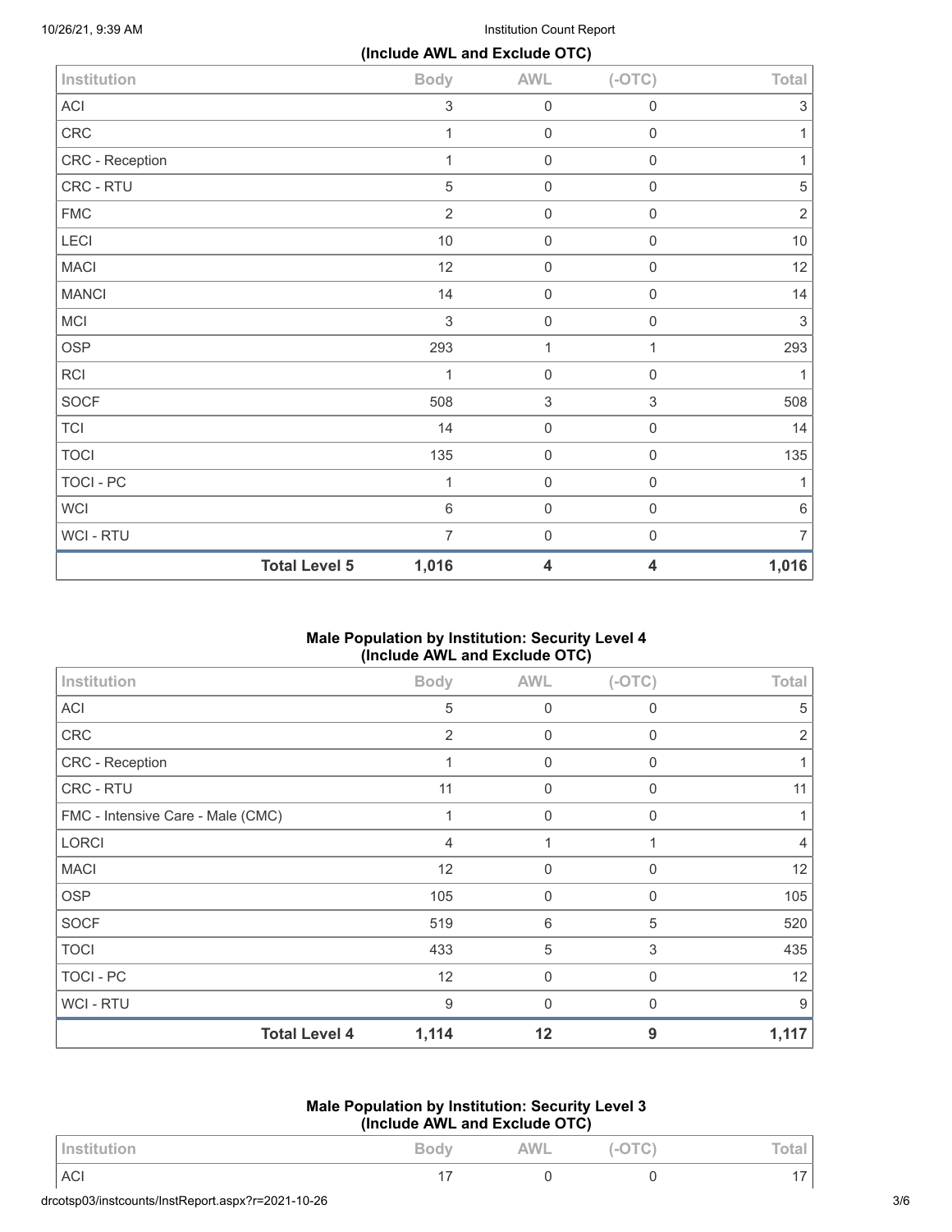**(Include AWL and Exclude OTC)**

| Institution | Body | AWL | (-OTC) | Total |
|---|---|---|---|---|
| ACI | 3 | 0 | 0 | 3 |
| CRC | 1 | 0 | 0 | 1 |
| CRC - Reception | 1 | 0 | 0 | 1 |
| CRC - RTU | 5 | 0 | 0 | 5 |
| FMC | 2 | 0 | 0 | 2 |
| LECI | 10 | 0 | 0 | 10 |
| MACI | 12 | 0 | 0 | 12 |
| MANCI | 14 | 0 | 0 | 14 |
| MCI | 3 | 0 | 0 | 3 |
| OSP | 293 | 1 | 1 | 293 |
| RCI | 1 | 0 | 0 | 1 |
| SOCF | 508 | 3 | 3 | 508 |
| TCI | 14 | 0 | 0 | 14 |
| TOCI | 135 | 0 | 0 | 135 |
| TOCI - PC | 1 | 0 | 0 | 1 |
| WCI | 6 | 0 | 0 | 6 |
| WCI - RTU | 7 | 0 | 0 | 7 |
| **Total Level 5** | **1,016** | **4** | **4** | **1,016** |

### Male Population by Institution: Security Level 4 (Include AWL and Exclude OTC)

| Institution | Body | AWL | (-OTC) | Total |
|---|---|---|---|---|
| ACI | 5 | 0 | 0 | 5 |
| CRC | 2 | 0 | 0 | 2 |
| CRC - Reception | 1 | 0 | 0 | 1 |
| CRC - RTU | 11 | 0 | 0 | 11 |
| FMC - Intensive Care - Male (CMC) | 1 | 0 | 0 | 1 |
| LORCI | 4 | 1 | 1 | 4 |
| MACI | 12 | 0 | 0 | 12 |
| OSP | 105 | 0 | 0 | 105 |
| SOCF | 519 | 6 | 5 | 520 |
| TOCI | 433 | 5 | 3 | 435 |
| TOCI - PC | 12 | 0 | 0 | 12 |
| WCI - RTU | 9 | 0 | 0 | 9 |
| **Total Level 4** | **1,114** | **12** | **9** | **1,117** |

### Male Population by Institution: Security Level 3 (Include AWL and Exclude OTC)

| Institution | Body | AWL | (-OTC) | Total |
|---|---|---|---|---|
| ACI | 17 | 0 | 0 | 17 |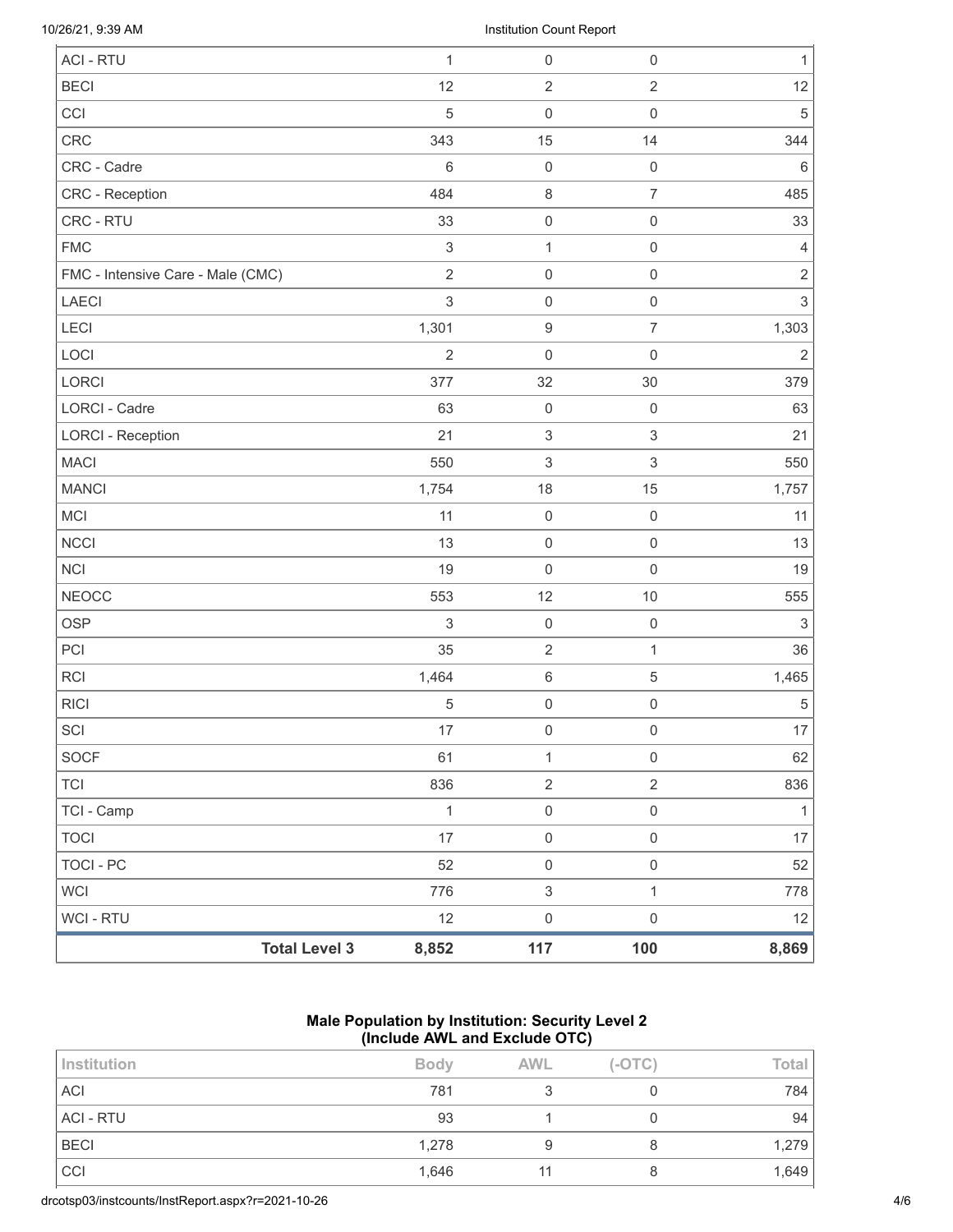| | | | | |
|---|---|---|---|---|
| ACI - RTU | 1 | 0 | 0 | 1 |
| BECI | 12 | 2 | 2 | 12 |
| CCI | 5 | 0 | 0 | 5 |
| CRC | 343 | 15 | 14 | 344 |
| CRC - Cadre | 6 | 0 | 0 | 6 |
| CRC - Reception | 484 | 8 | 7 | 485 |
| CRC - RTU | 33 | 0 | 0 | 33 |
| FMC | 3 | 1 | 0 | 4 |
| FMC - Intensive Care - Male (CMC) | 2 | 0 | 0 | 2 |
| LAECI | 3 | 0 | 0 | 3 |
| LECI | 1,301 | 9 | 7 | 1,303 |
| LOCI | 2 | 0 | 0 | 2 |
| LORCI | 377 | 32 | 30 | 379 |
| LORCI - Cadre | 63 | 0 | 0 | 63 |
| LORCI - Reception | 21 | 3 | 3 | 21 |
| MACI | 550 | 3 | 3 | 550 |
| MANCI | 1,754 | 18 | 15 | 1,757 |
| MCI | 11 | 0 | 0 | 11 |
| NCCI | 13 | 0 | 0 | 13 |
| NCI | 19 | 0 | 0 | 19 |
| NEOCC | 553 | 12 | 10 | 555 |
| OSP | 3 | 0 | 0 | 3 |
| PCI | 35 | 2 | 1 | 36 |
| RCI | 1,464 | 6 | 5 | 1,465 |
| RICI | 5 | 0 | 0 | 5 |
| SCI | 17 | 0 | 0 | 17 |
| SOCF | 61 | 1 | 0 | 62 |
| TCI | 836 | 2 | 2 | 836 |
| TCI - Camp | 1 | 0 | 0 | 1 |
| TOCI | 17 | 0 | 0 | 17 |
| TOCI - PC | 52 | 0 | 0 | 52 |
| WCI | 776 | 3 | 1 | 778 |
| WCI - RTU | 12 | 0 | 0 | 12 |
| **Total Level 3** | **8,852** | **117** | **100** | **8,869** |

### Male Population by Institution: Security Level 2 (Include AWL and Exclude OTC)

| Institution | Body | AWL | (-OTC) | Total |
|---|---|---|---|---|
| ACI | 781 | 3 | 0 | 784 |
| ACI - RTU | 93 | 1 | 0 | 94 |
| BECI | 1,278 | 9 | 8 | 1,279 |
| CCI | 1,646 | 11 | 8 | 1,649 |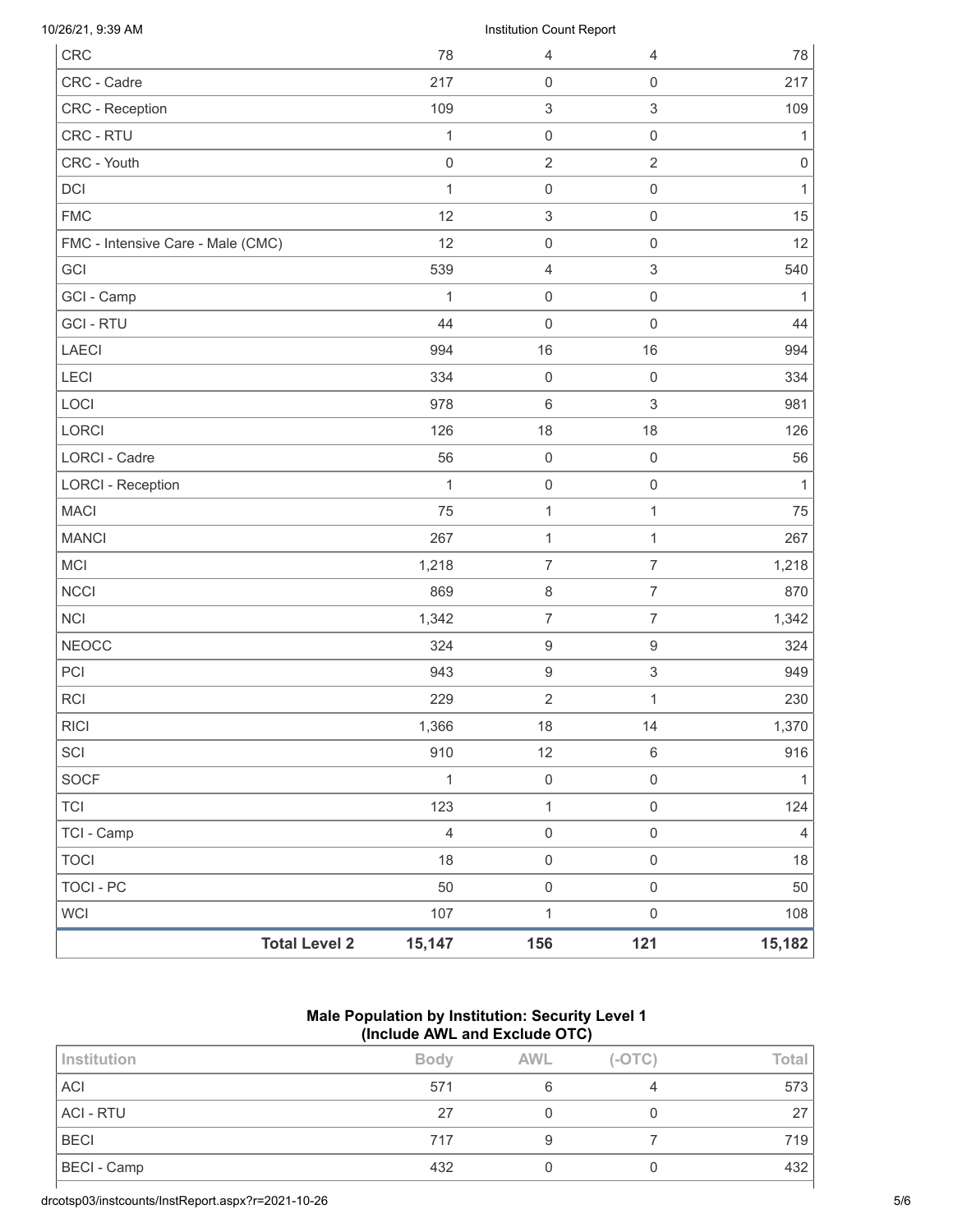| | | | | |
|---|---|---|---|---|
| CRC | 78 | 4 | 4 | 78 |
| CRC - Cadre | 217 | 0 | 0 | 217 |
| CRC - Reception | 109 | 3 | 3 | 109 |
| CRC - RTU | 1 | 0 | 0 | 1 |
| CRC - Youth | 0 | 2 | 2 | 0 |
| DCI | 1 | 0 | 0 | 1 |
| FMC | 12 | 3 | 0 | 15 |
| FMC - Intensive Care - Male (CMC) | 12 | 0 | 0 | 12 |
| GCI | 539 | 4 | 3 | 540 |
| GCI - Camp | 1 | 0 | 0 | 1 |
| GCI - RTU | 44 | 0 | 0 | 44 |
| LAECI | 994 | 16 | 16 | 994 |
| LECI | 334 | 0 | 0 | 334 |
| LOCI | 978 | 6 | 3 | 981 |
| LORCI | 126 | 18 | 18 | 126 |
| LORCI - Cadre | 56 | 0 | 0 | 56 |
| LORCI - Reception | 1 | 0 | 0 | 1 |
| MACI | 75 | 1 | 1 | 75 |
| MANCI | 267 | 1 | 1 | 267 |
| MCI | 1,218 | 7 | 7 | 1,218 |
| NCCI | 869 | 8 | 7 | 870 |
| NCI | 1,342 | 7 | 7 | 1,342 |
| NEOCC | 324 | 9 | 9 | 324 |
| PCI | 943 | 9 | 3 | 949 |
| RCI | 229 | 2 | 1 | 230 |
| RICI | 1,366 | 18 | 14 | 1,370 |
| SCI | 910 | 12 | 6 | 916 |
| SOCF | 1 | 0 | 0 | 1 |
| TCI | 123 | 1 | 0 | 124 |
| TCI - Camp | 4 | 0 | 0 | 4 |
| TOCI | 18 | 0 | 0 | 18 |
| TOCI - PC | 50 | 0 | 0 | 50 |
| WCI | 107 | 1 | 0 | 108 |
| **Total Level 2** | **15,147** | **156** | **121** | **15,182** |

### Male Population by Institution: Security Level 1 (Include AWL and Exclude OTC)

| Institution | Body | AWL | (-OTC) | Total |
|---|---|---|---|---|
| ACI | 571 | 6 | 4 | 573 |
| ACI - RTU | 27 | 0 | 0 | 27 |
| BECI | 717 | 9 | 7 | 719 |
| BECI - Camp | 432 | 0 | 0 | 432 |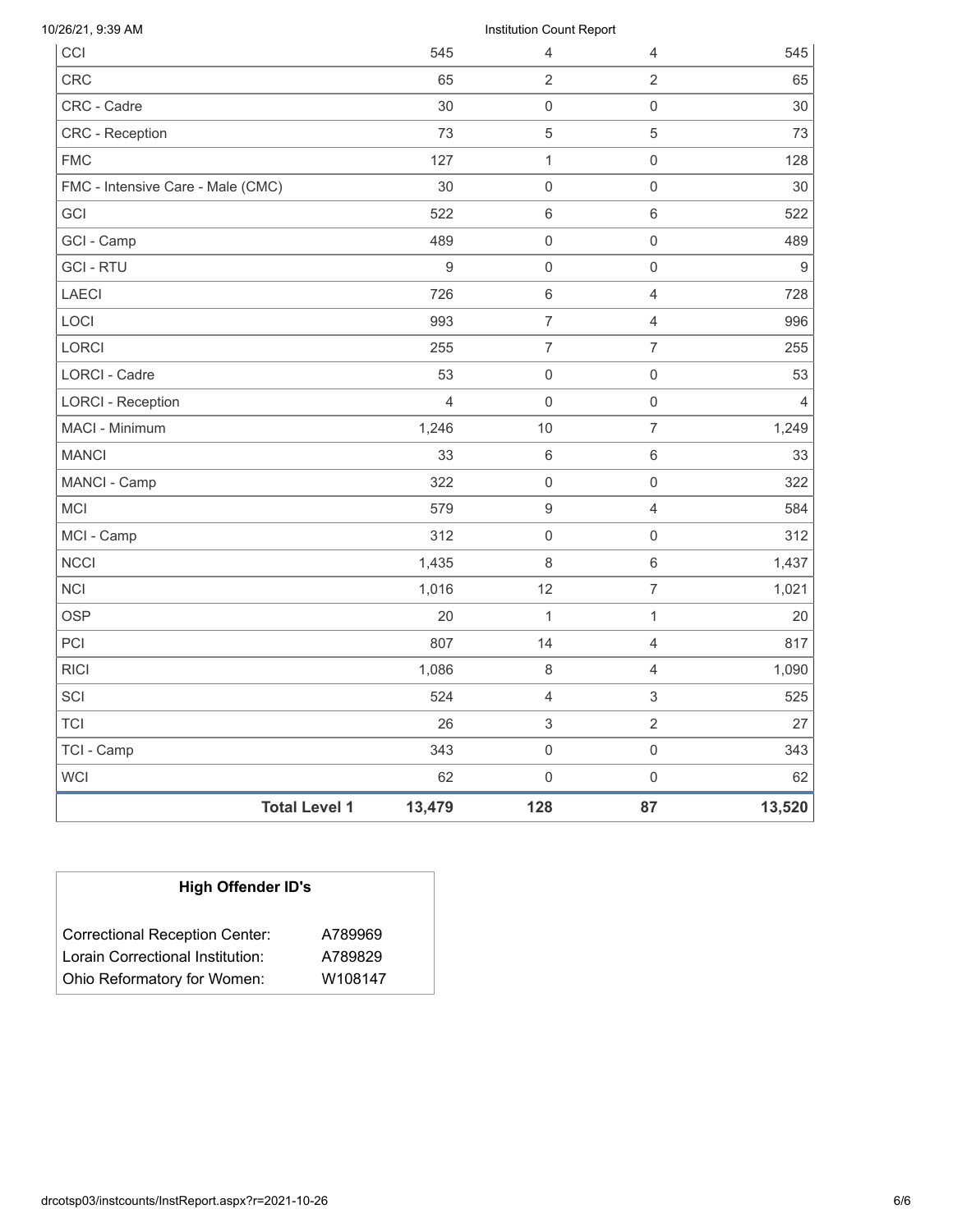| | | | | |
|---|---|---|---|---|
| CCI | 545 | 4 | 4 | 545 |
| CRC | 65 | 2 | 2 | 65 |
| CRC - Cadre | 30 | 0 | 0 | 30 |
| CRC - Reception | 73 | 5 | 5 | 73 |
| FMC | 127 | 1 | 0 | 128 |
| FMC - Intensive Care - Male (CMC) | 30 | 0 | 0 | 30 |
| GCI | 522 | 6 | 6 | 522 |
| GCI - Camp | 489 | 0 | 0 | 489 |
| GCI - RTU | 9 | 0 | 0 | 9 |
| LAECI | 726 | 6 | 4 | 728 |
| LOCI | 993 | 7 | 4 | 996 |
| LORCI | 255 | 7 | 7 | 255 |
| LORCI - Cadre | 53 | 0 | 0 | 53 |
| LORCI - Reception | 4 | 0 | 0 | 4 |
| MACI - Minimum | 1,246 | 10 | 7 | 1,249 |
| MANCI | 33 | 6 | 6 | 33 |
| MANCI - Camp | 322 | 0 | 0 | 322 |
| MCI | 579 | 9 | 4 | 584 |
| MCI - Camp | 312 | 0 | 0 | 312 |
| NCCI | 1,435 | 8 | 6 | 1,437 |
| NCI | 1,016 | 12 | 7 | 1,021 |
| OSP | 20 | 1 | 1 | 20 |
| PCI | 807 | 14 | 4 | 817 |
| RICI | 1,086 | 8 | 4 | 1,090 |
| SCI | 524 | 4 | 3 | 525 |
| TCI | 26 | 3 | 2 | 27 |
| TCI - Camp | 343 | 0 | 0 | 343 |
| WCI | 62 | 0 | 0 | 62 |
| **Total Level 1** | **13,479** | **128** | **87** | **13,520** |

| **High Offender ID's** | |
|---|---|
| Correctional Reception Center: | A789969 |
| Lorain Correctional Institution: | A789829 |
| Ohio Reformatory for Women: | W108147 |